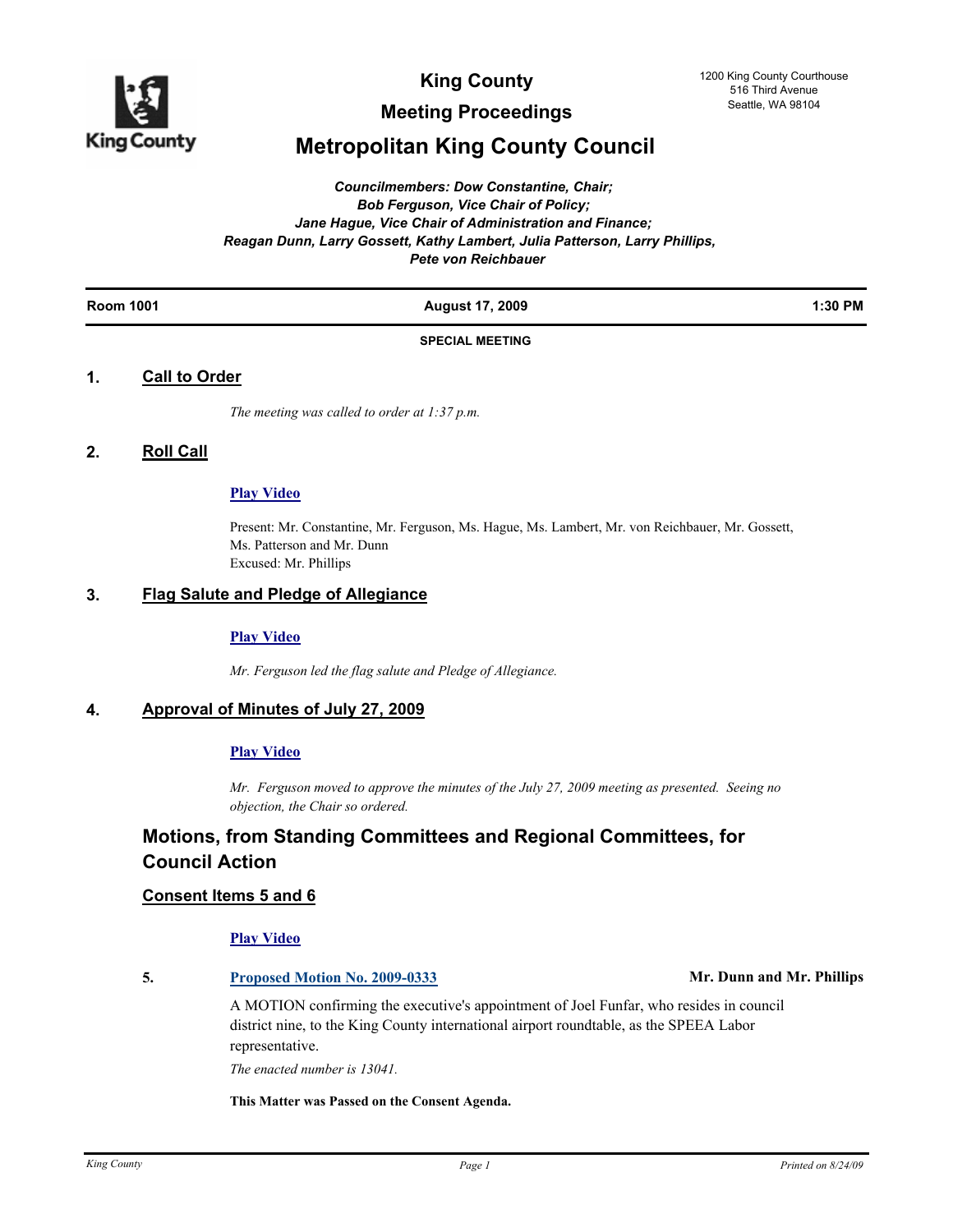# King County

## Meeting Proceedings

# Metropolitan King County Council

1200 King County Courthouse
516 Third Avenue
Seattle, WA 98104

*Councilmembers: Dow Constantine, Chair;*
*Bob Ferguson, Vice Chair of Policy;*
*Jane Hague, Vice Chair of Administration and Finance;*
*Reagan Dunn, Larry Gossett, Kathy Lambert, Julia Patterson, Larry Phillips,*
*Pete von Reichbauer*

| Room 1001 | August 17, 2009 | 1:30 PM |
|---|---|---|

**SPECIAL MEETING**

## 1. Call to Order

*The meeting was called to order at 1:37 p.m.*

## 2. Roll Call

**Play Video**

Present: Mr. Constantine, Mr. Ferguson, Ms. Hague, Ms. Lambert, Mr. von Reichbauer, Mr. Gossett, Ms. Patterson and Mr. Dunn
Excused: Mr. Phillips

## 3. Flag Salute and Pledge of Allegiance

**Play Video**

*Mr. Ferguson led the flag salute and Pledge of Allegiance.*

## 4. Approval of Minutes of July 27, 2009

**Play Video**

*Mr. Ferguson moved to approve the minutes of the July 27, 2009 meeting as presented. Seeing no objection, the Chair so ordered.*

## Motions, from Standing Committees and Regional Committees, for Council Action

### Consent Items 5 and 6

**Play Video**

**5. Proposed Motion No. 2009-0333** — **Mr. Dunn and Mr. Phillips**

A MOTION confirming the executive's appointment of Joel Funfar, who resides in council district nine, to the King County international airport roundtable, as the SPEEA Labor representative.

*The enacted number is 13041.*

**This Matter was Passed on the Consent Agenda.**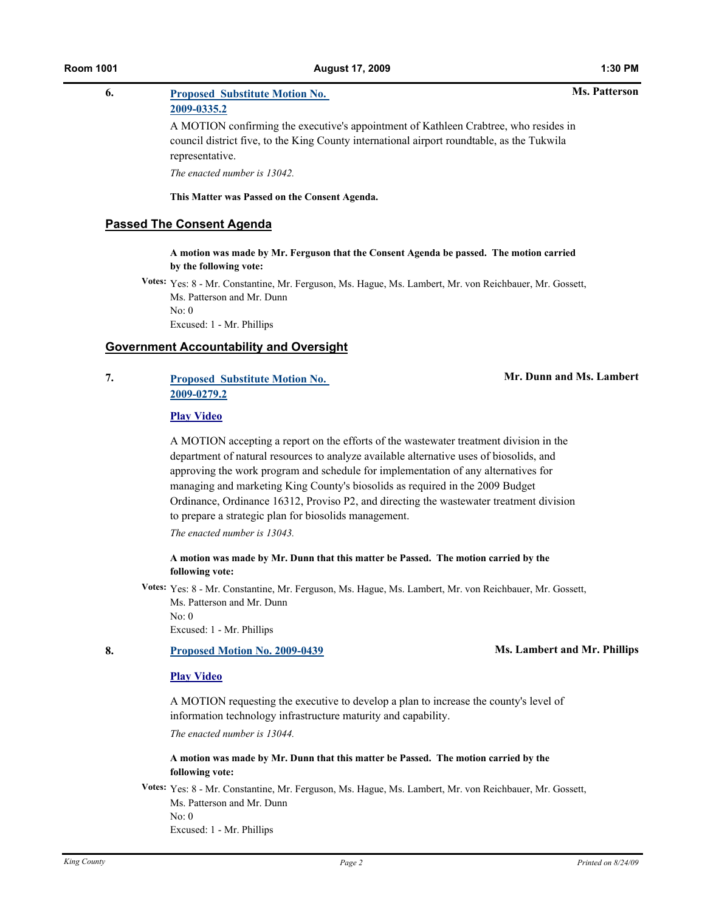**6.** **[Proposed Substitute Motion No. 2009-0335.2]** **Ms. Patterson**

A MOTION confirming the executive's appointment of Kathleen Crabtree, who resides in council district five, to the King County international airport roundtable, as the Tukwila representative.

*The enacted number is 13042.*

**This Matter was Passed on the Consent Agenda.**

## Passed The Consent Agenda

**A motion was made by Mr. Ferguson that the Consent Agenda be passed. The motion carried by the following vote:**

**Votes:** Yes: 8 - Mr. Constantine, Mr. Ferguson, Ms. Hague, Ms. Lambert, Mr. von Reichbauer, Mr. Gossett, Ms. Patterson and Mr. Dunn
No: 0
Excused: 1 - Mr. Phillips

## Government Accountability and Oversight

**7.** **[Proposed Substitute Motion No. 2009-0279.2]** **Mr. Dunn and Ms. Lambert**

**[Play Video]**

A MOTION accepting a report on the efforts of the wastewater treatment division in the department of natural resources to analyze available alternative uses of biosolids, and approving the work program and schedule for implementation of any alternatives for managing and marketing King County's biosolids as required in the 2009 Budget Ordinance, Ordinance 16312, Proviso P2, and directing the wastewater treatment division to prepare a strategic plan for biosolids management.

*The enacted number is 13043.*

**A motion was made by Mr. Dunn that this matter be Passed. The motion carried by the following vote:**

**Votes:** Yes: 8 - Mr. Constantine, Mr. Ferguson, Ms. Hague, Ms. Lambert, Mr. von Reichbauer, Mr. Gossett, Ms. Patterson and Mr. Dunn
No: 0
Excused: 1 - Mr. Phillips

**8.** **[Proposed Motion No. 2009-0439]** **Ms. Lambert and Mr. Phillips**

**[Play Video]**

A MOTION requesting the executive to develop a plan to increase the county's level of information technology infrastructure maturity and capability.

*The enacted number is 13044.*

**A motion was made by Mr. Dunn that this matter be Passed. The motion carried by the following vote:**

**Votes:** Yes: 8 - Mr. Constantine, Mr. Ferguson, Ms. Hague, Ms. Lambert, Mr. von Reichbauer, Mr. Gossett, Ms. Patterson and Mr. Dunn
No: 0
Excused: 1 - Mr. Phillips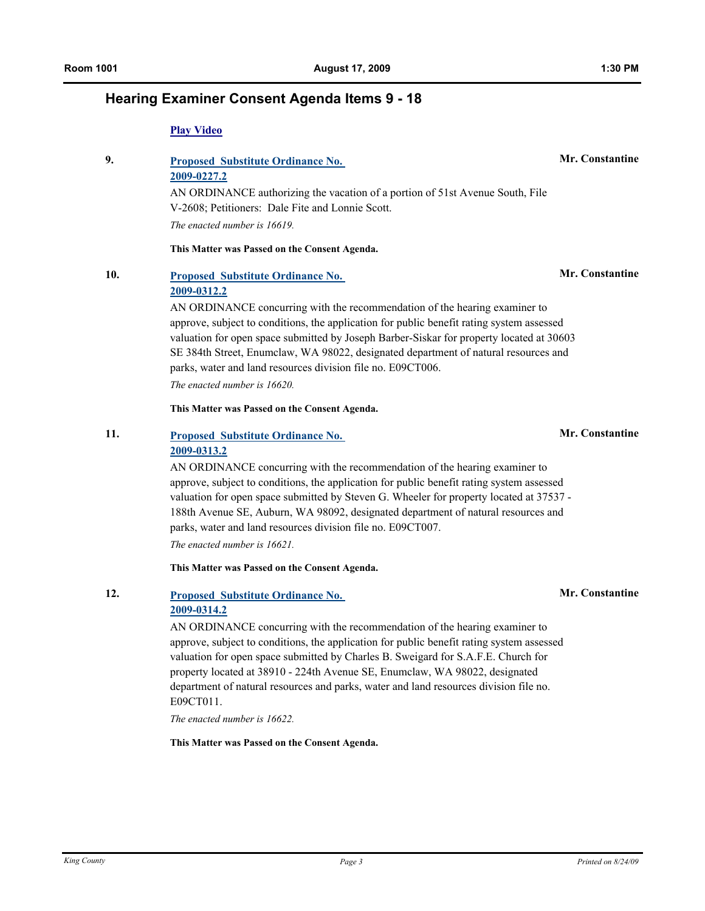## Hearing Examiner Consent Agenda Items 9 - 18

**Play Video**

**9.** **Proposed Substitute Ordinance No. 2009-0227.2** — **Mr. Constantine**

AN ORDINANCE authorizing the vacation of a portion of 51st Avenue South, File V-2608; Petitioners: Dale Fite and Lonnie Scott.

*The enacted number is 16619.*

**This Matter was Passed on the Consent Agenda.**

**10.** **Proposed Substitute Ordinance No. 2009-0312.2** — **Mr. Constantine**

AN ORDINANCE concurring with the recommendation of the hearing examiner to approve, subject to conditions, the application for public benefit rating system assessed valuation for open space submitted by Joseph Barber-Siskar for property located at 30603 SE 384th Street, Enumclaw, WA 98022, designated department of natural resources and parks, water and land resources division file no. E09CT006.

*The enacted number is 16620.*

**This Matter was Passed on the Consent Agenda.**

**11.** **Proposed Substitute Ordinance No. 2009-0313.2** — **Mr. Constantine**

AN ORDINANCE concurring with the recommendation of the hearing examiner to approve, subject to conditions, the application for public benefit rating system assessed valuation for open space submitted by Steven G. Wheeler for property located at 37537 - 188th Avenue SE, Auburn, WA 98092, designated department of natural resources and parks, water and land resources division file no. E09CT007.

*The enacted number is 16621.*

**This Matter was Passed on the Consent Agenda.**

**12.** **Proposed Substitute Ordinance No. 2009-0314.2** — **Mr. Constantine**

AN ORDINANCE concurring with the recommendation of the hearing examiner to approve, subject to conditions, the application for public benefit rating system assessed valuation for open space submitted by Charles B. Sweigard for S.A.F.E. Church for property located at 38910 - 224th Avenue SE, Enumclaw, WA 98022, designated department of natural resources and parks, water and land resources division file no. E09CT011.

*The enacted number is 16622.*

**This Matter was Passed on the Consent Agenda.**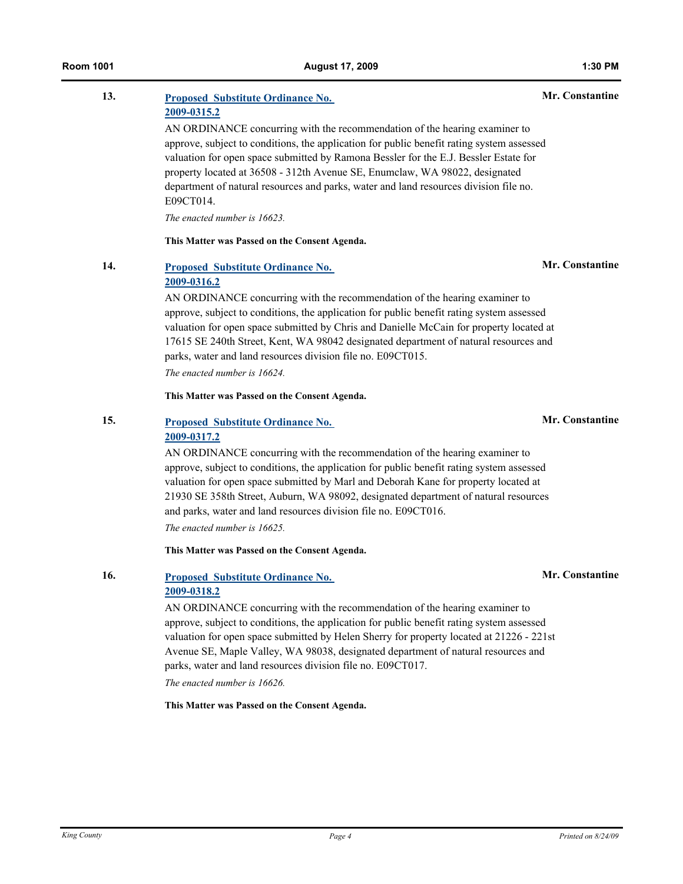**13.** **[Proposed Substitute Ordinance No. 2009-0315.2]** **Mr. Constantine**

AN ORDINANCE concurring with the recommendation of the hearing examiner to approve, subject to conditions, the application for public benefit rating system assessed valuation for open space submitted by Ramona Bessler for the E.J. Bessler Estate for property located at 36508 - 312th Avenue SE, Enumclaw, WA 98022, designated department of natural resources and parks, water and land resources division file no. E09CT014.

*The enacted number is 16623.*

**This Matter was Passed on the Consent Agenda.**

**14.** **[Proposed Substitute Ordinance No. 2009-0316.2]** **Mr. Constantine**

AN ORDINANCE concurring with the recommendation of the hearing examiner to approve, subject to conditions, the application for public benefit rating system assessed valuation for open space submitted by Chris and Danielle McCain for property located at 17615 SE 240th Street, Kent, WA 98042 designated department of natural resources and parks, water and land resources division file no. E09CT015.

*The enacted number is 16624.*

**This Matter was Passed on the Consent Agenda.**

**15.** **[Proposed Substitute Ordinance No. 2009-0317.2]** **Mr. Constantine**

AN ORDINANCE concurring with the recommendation of the hearing examiner to approve, subject to conditions, the application for public benefit rating system assessed valuation for open space submitted by Marl and Deborah Kane for property located at 21930 SE 358th Street, Auburn, WA 98092, designated department of natural resources and parks, water and land resources division file no. E09CT016.

*The enacted number is 16625.*

**This Matter was Passed on the Consent Agenda.**

**16.** **[Proposed Substitute Ordinance No. 2009-0318.2]** **Mr. Constantine**

AN ORDINANCE concurring with the recommendation of the hearing examiner to approve, subject to conditions, the application for public benefit rating system assessed valuation for open space submitted by Helen Sherry for property located at 21226 - 221st Avenue SE, Maple Valley, WA 98038, designated department of natural resources and parks, water and land resources division file no. E09CT017.

*The enacted number is 16626.*

**This Matter was Passed on the Consent Agenda.**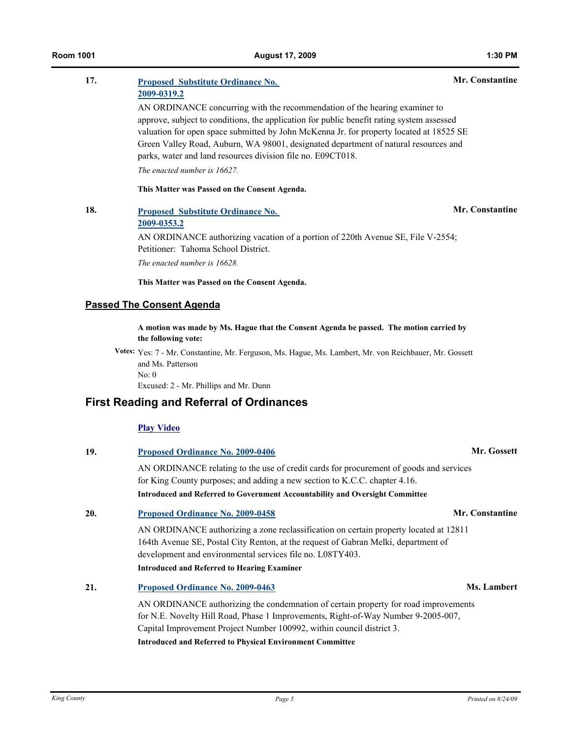**17.** **Proposed Substitute Ordinance No. 2009-0319.2** — **Mr. Constantine**

AN ORDINANCE concurring with the recommendation of the hearing examiner to approve, subject to conditions, the application for public benefit rating system assessed valuation for open space submitted by John McKenna Jr. for property located at 18525 SE Green Valley Road, Auburn, WA 98001, designated department of natural resources and parks, water and land resources division file no. E09CT018.

*The enacted number is 16627.*

**This Matter was Passed on the Consent Agenda.**

**18.** **Proposed Substitute Ordinance No. 2009-0353.2** — **Mr. Constantine**

AN ORDINANCE authorizing vacation of a portion of 220th Avenue SE, File V-2554; Petitioner: Tahoma School District.

*The enacted number is 16628.*

**This Matter was Passed on the Consent Agenda.**

### Passed The Consent Agenda

**A motion was made by Ms. Hague that the Consent Agenda be passed. The motion carried by the following vote:**

**Votes:** Yes: 7 - Mr. Constantine, Mr. Ferguson, Ms. Hague, Ms. Lambert, Mr. von Reichbauer, Mr. Gossett and Ms. Patterson
No: 0
Excused: 2 - Mr. Phillips and Mr. Dunn

## First Reading and Referral of Ordinances

**Play Video**

**19.** **Proposed Ordinance No. 2009-0406** — **Mr. Gossett**

AN ORDINANCE relating to the use of credit cards for procurement of goods and services for King County purposes; and adding a new section to K.C.C. chapter 4.16.

**Introduced and Referred to Government Accountability and Oversight Committee**

**20.** **Proposed Ordinance No. 2009-0458** — **Mr. Constantine**

AN ORDINANCE authorizing a zone reclassification on certain property located at 12811 164th Avenue SE, Postal City Renton, at the request of Gabran Melki, department of development and environmental services file no. L08TY403.

**Introduced and Referred to Hearing Examiner**

**21.** **Proposed Ordinance No. 2009-0463** — **Ms. Lambert**

AN ORDINANCE authorizing the condemnation of certain property for road improvements for N.E. Novelty Hill Road, Phase 1 Improvements, Right-of-Way Number 9-2005-007, Capital Improvement Project Number 100992, within council district 3.

**Introduced and Referred to Physical Environment Committee**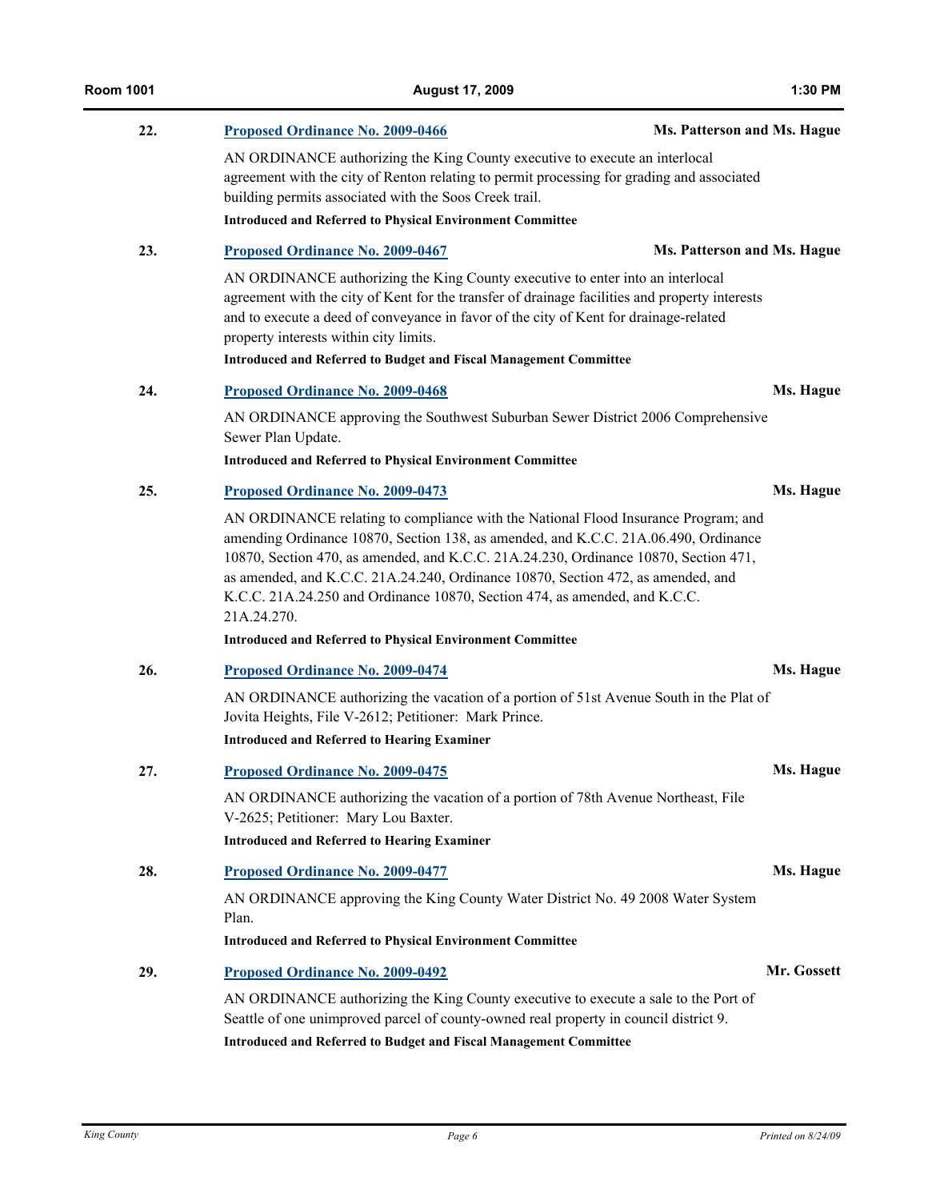**22.** **Proposed Ordinance No. 2009-0466** — **Ms. Patterson and Ms. Hague**

AN ORDINANCE authorizing the King County executive to execute an interlocal agreement with the city of Renton relating to permit processing for grading and associated building permits associated with the Soos Creek trail.

**Introduced and Referred to Physical Environment Committee**

**23.** **Proposed Ordinance No. 2009-0467** — **Ms. Patterson and Ms. Hague**

AN ORDINANCE authorizing the King County executive to enter into an interlocal agreement with the city of Kent for the transfer of drainage facilities and property interests and to execute a deed of conveyance in favor of the city of Kent for drainage-related property interests within city limits.

**Introduced and Referred to Budget and Fiscal Management Committee**

**24.** **Proposed Ordinance No. 2009-0468** — **Ms. Hague**

AN ORDINANCE approving the Southwest Suburban Sewer District 2006 Comprehensive Sewer Plan Update.

**Introduced and Referred to Physical Environment Committee**

**25.** **Proposed Ordinance No. 2009-0473** — **Ms. Hague**

AN ORDINANCE relating to compliance with the National Flood Insurance Program; and amending Ordinance 10870, Section 138, as amended, and K.C.C. 21A.06.490, Ordinance 10870, Section 470, as amended, and K.C.C. 21A.24.230, Ordinance 10870, Section 471, as amended, and K.C.C. 21A.24.240, Ordinance 10870, Section 472, as amended, and K.C.C. 21A.24.250 and Ordinance 10870, Section 474, as amended, and K.C.C. 21A.24.270.

**Introduced and Referred to Physical Environment Committee**

**26.** **Proposed Ordinance No. 2009-0474** — **Ms. Hague**

AN ORDINANCE authorizing the vacation of a portion of 51st Avenue South in the Plat of Jovita Heights, File V-2612; Petitioner: Mark Prince.

**Introduced and Referred to Hearing Examiner**

**27.** **Proposed Ordinance No. 2009-0475** — **Ms. Hague**

AN ORDINANCE authorizing the vacation of a portion of 78th Avenue Northeast, File V-2625; Petitioner: Mary Lou Baxter.

**Introduced and Referred to Hearing Examiner**

**28.** **Proposed Ordinance No. 2009-0477** — **Ms. Hague**

AN ORDINANCE approving the King County Water District No. 49 2008 Water System Plan.

**Introduced and Referred to Physical Environment Committee**

**29.** **Proposed Ordinance No. 2009-0492** — **Mr. Gossett**

AN ORDINANCE authorizing the King County executive to execute a sale to the Port of Seattle of one unimproved parcel of county-owned real property in council district 9.

**Introduced and Referred to Budget and Fiscal Management Committee**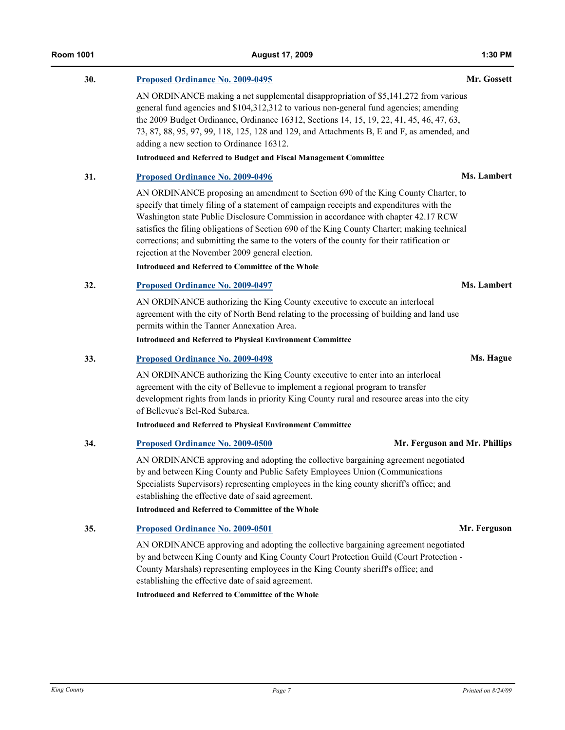**30.** **Proposed Ordinance No. 2009-0495** **Mr. Gossett**

AN ORDINANCE making a net supplemental disappropriation of $5,141,272 from various general fund agencies and $104,312,312 to various non-general fund agencies; amending the 2009 Budget Ordinance, Ordinance 16312, Sections 14, 15, 19, 22, 41, 45, 46, 47, 63, 73, 87, 88, 95, 97, 99, 118, 125, 128 and 129, and Attachments B, E and F, as amended, and adding a new section to Ordinance 16312.

**Introduced and Referred to Budget and Fiscal Management Committee**

**31.** **Proposed Ordinance No. 2009-0496** **Ms. Lambert**

AN ORDINANCE proposing an amendment to Section 690 of the King County Charter, to specify that timely filing of a statement of campaign receipts and expenditures with the Washington state Public Disclosure Commission in accordance with chapter 42.17 RCW satisfies the filing obligations of Section 690 of the King County Charter; making technical corrections; and submitting the same to the voters of the county for their ratification or rejection at the November 2009 general election.

**Introduced and Referred to Committee of the Whole**

**32.** **Proposed Ordinance No. 2009-0497** **Ms. Lambert**

AN ORDINANCE authorizing the King County executive to execute an interlocal agreement with the city of North Bend relating to the processing of building and land use permits within the Tanner Annexation Area.

**Introduced and Referred to Physical Environment Committee**

**33.** **Proposed Ordinance No. 2009-0498** **Ms. Hague**

AN ORDINANCE authorizing the King County executive to enter into an interlocal agreement with the city of Bellevue to implement a regional program to transfer development rights from lands in priority King County rural and resource areas into the city of Bellevue's Bel-Red Subarea.

**Introduced and Referred to Physical Environment Committee**

**34.** **Proposed Ordinance No. 2009-0500** **Mr. Ferguson and Mr. Phillips**

AN ORDINANCE approving and adopting the collective bargaining agreement negotiated by and between King County and Public Safety Employees Union (Communications Specialists Supervisors) representing employees in the king county sheriff's office; and establishing the effective date of said agreement.

**Introduced and Referred to Committee of the Whole**

**35.** **Proposed Ordinance No. 2009-0501** **Mr. Ferguson**

AN ORDINANCE approving and adopting the collective bargaining agreement negotiated by and between King County and King County Court Protection Guild (Court Protection - County Marshals) representing employees in the King County sheriff's office; and establishing the effective date of said agreement.

**Introduced and Referred to Committee of the Whole**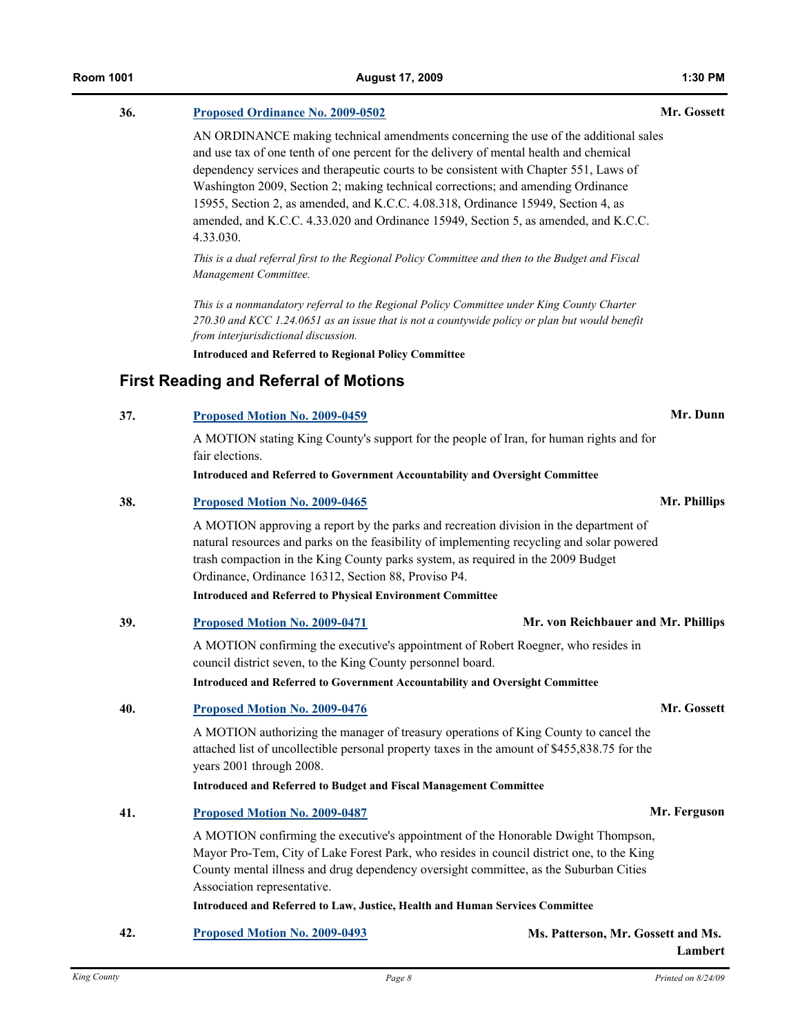**36.** **Proposed Ordinance No. 2009-0502** — **Mr. Gossett**

AN ORDINANCE making technical amendments concerning the use of the additional sales and use tax of one tenth of one percent for the delivery of mental health and chemical dependency services and therapeutic courts to be consistent with Chapter 551, Laws of Washington 2009, Section 2; making technical corrections; and amending Ordinance 15955, Section 2, as amended, and K.C.C. 4.08.318, Ordinance 15949, Section 4, as amended, and K.C.C. 4.33.020 and Ordinance 15949, Section 5, as amended, and K.C.C. 4.33.030.

*This is a dual referral first to the Regional Policy Committee and then to the Budget and Fiscal Management Committee.*

*This is a nonmandatory referral to the Regional Policy Committee under King County Charter 270.30 and KCC 1.24.0651 as an issue that is not a countywide policy or plan but would benefit from interjurisdictional discussion.*

**Introduced and Referred to Regional Policy Committee**

## First Reading and Referral of Motions

**37.** **Proposed Motion No. 2009-0459** — **Mr. Dunn**

A MOTION stating King County's support for the people of Iran, for human rights and for fair elections.

**Introduced and Referred to Government Accountability and Oversight Committee**

**38.** **Proposed Motion No. 2009-0465** — **Mr. Phillips**

A MOTION approving a report by the parks and recreation division in the department of natural resources and parks on the feasibility of implementing recycling and solar powered trash compaction in the King County parks system, as required in the 2009 Budget Ordinance, Ordinance 16312, Section 88, Proviso P4.

**Introduced and Referred to Physical Environment Committee**

**39.** **Proposed Motion No. 2009-0471** — **Mr. von Reichbauer and Mr. Phillips**

A MOTION confirming the executive's appointment of Robert Roegner, who resides in council district seven, to the King County personnel board.

**Introduced and Referred to Government Accountability and Oversight Committee**

**40.** **Proposed Motion No. 2009-0476** — **Mr. Gossett**

A MOTION authorizing the manager of treasury operations of King County to cancel the attached list of uncollectible personal property taxes in the amount of $455,838.75 for the years 2001 through 2008.

**Introduced and Referred to Budget and Fiscal Management Committee**

**41.** **Proposed Motion No. 2009-0487** — **Mr. Ferguson**

A MOTION confirming the executive's appointment of the Honorable Dwight Thompson, Mayor Pro-Tem, City of Lake Forest Park, who resides in council district one, to the King County mental illness and drug dependency oversight committee, as the Suburban Cities Association representative.

**Introduced and Referred to Law, Justice, Health and Human Services Committee**

**42.** **Proposed Motion No. 2009-0493** — **Ms. Patterson, Mr. Gossett and Ms. Lambert**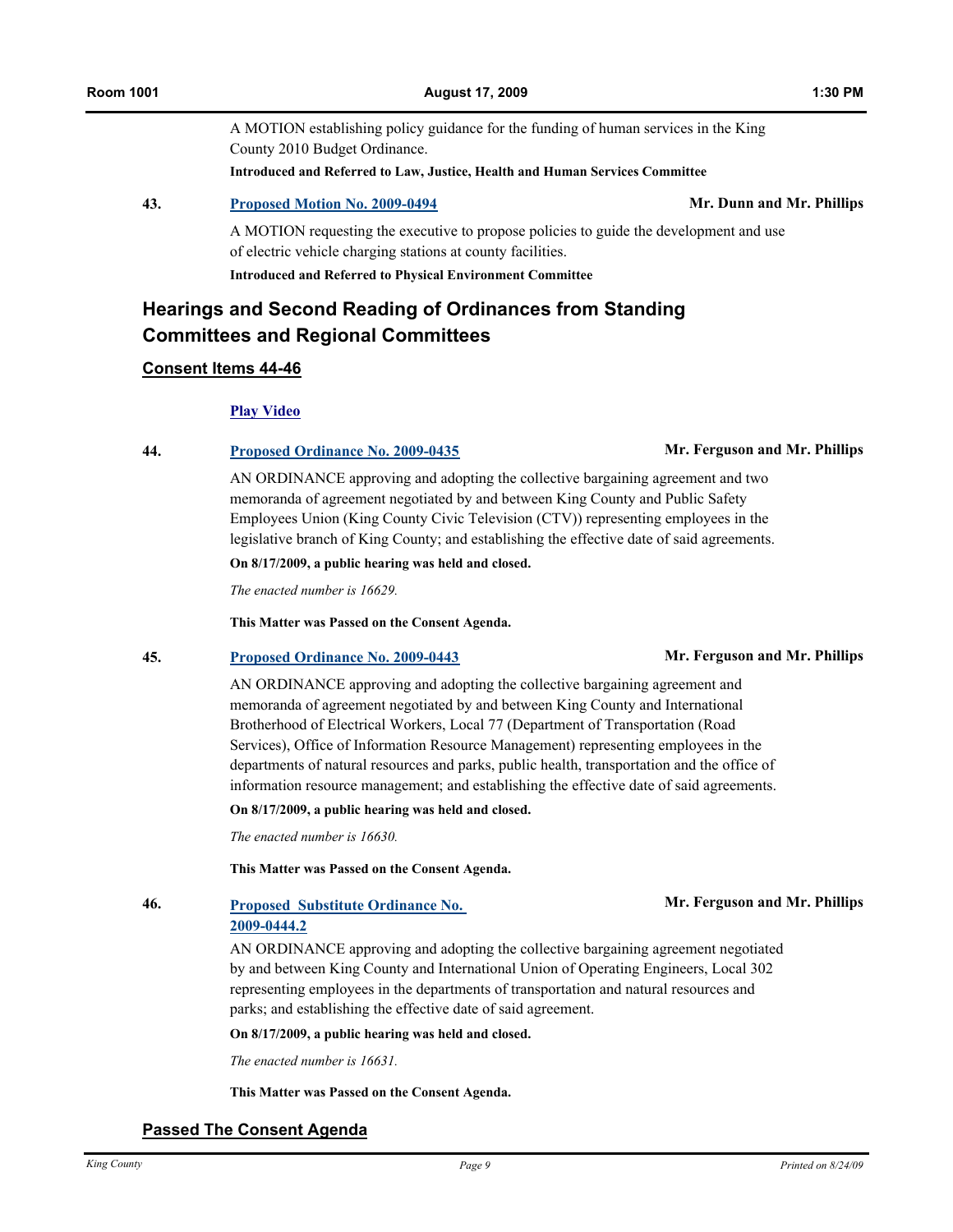A MOTION establishing policy guidance for the funding of human services in the King County 2010 Budget Ordinance.

**Introduced and Referred to Law, Justice, Health and Human Services Committee**

**43.** **Proposed Motion No. 2009-0494** — **Mr. Dunn and Mr. Phillips**

A MOTION requesting the executive to propose policies to guide the development and use of electric vehicle charging stations at county facilities.

**Introduced and Referred to Physical Environment Committee**

## Hearings and Second Reading of Ordinances from Standing Committees and Regional Committees

### Consent Items 44-46

**Play Video**

**44.** **Proposed Ordinance No. 2009-0435** — **Mr. Ferguson and Mr. Phillips**

AN ORDINANCE approving and adopting the collective bargaining agreement and two memoranda of agreement negotiated by and between King County and Public Safety Employees Union (King County Civic Television (CTV)) representing employees in the legislative branch of King County; and establishing the effective date of said agreements.

**On 8/17/2009, a public hearing was held and closed.**

*The enacted number is 16629.*

**This Matter was Passed on the Consent Agenda.**

**45.** **Proposed Ordinance No. 2009-0443** — **Mr. Ferguson and Mr. Phillips**

AN ORDINANCE approving and adopting the collective bargaining agreement and memoranda of agreement negotiated by and between King County and International Brotherhood of Electrical Workers, Local 77 (Department of Transportation (Road Services), Office of Information Resource Management) representing employees in the departments of natural resources and parks, public health, transportation and the office of information resource management; and establishing the effective date of said agreements.

**On 8/17/2009, a public hearing was held and closed.**

*The enacted number is 16630.*

**This Matter was Passed on the Consent Agenda.**

**46.** **Proposed Substitute Ordinance No. 2009-0444.2** — **Mr. Ferguson and Mr. Phillips**

AN ORDINANCE approving and adopting the collective bargaining agreement negotiated by and between King County and International Union of Operating Engineers, Local 302 representing employees in the departments of transportation and natural resources and parks; and establishing the effective date of said agreement.

**On 8/17/2009, a public hearing was held and closed.**

*The enacted number is 16631.*

**This Matter was Passed on the Consent Agenda.**

### Passed The Consent Agenda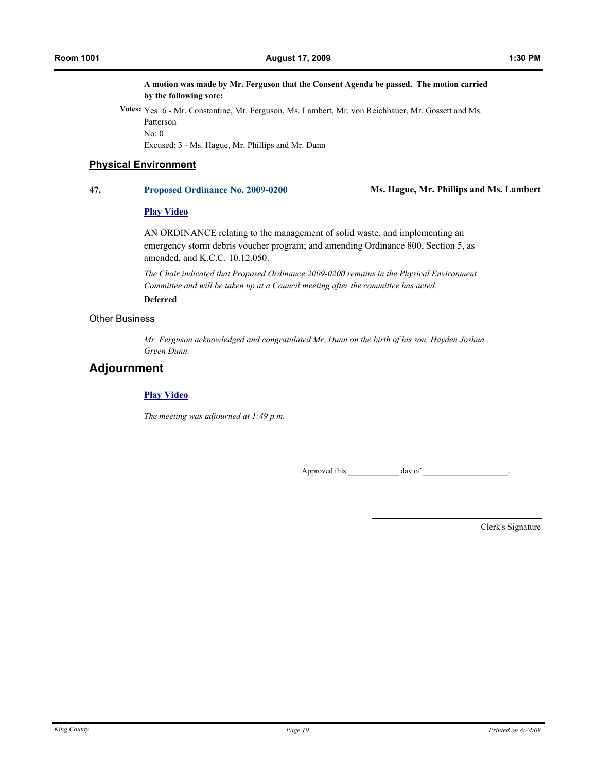**A motion was made by Mr. Ferguson that the Consent Agenda be passed. The motion carried by the following vote:**

**Votes:** Yes: 6 - Mr. Constantine, Mr. Ferguson, Ms. Lambert, Mr. von Reichbauer, Mr. Gossett and Ms. Patterson
No: 0
Excused: 3 - Ms. Hague, Mr. Phillips and Mr. Dunn

## Physical Environment

**47. Proposed Ordinance No. 2009-0200** **Ms. Hague, Mr. Phillips and Ms. Lambert**

**Play Video**

AN ORDINANCE relating to the management of solid waste, and implementing an emergency storm debris voucher program; and amending Ordinance 800, Section 5, as amended, and K.C.C. 10.12.050.

*The Chair indicated that Proposed Ordinance 2009-0200 remains in the Physical Environment Committee and will be taken up at a Council meeting after the committee has acted.*

**Deferred**

Other Business

*Mr. Ferguson acknowledged and congratulated Mr. Dunn on the birth of his son, Hayden Joshua Green Dunn.*

## Adjournment

**Play Video**

*The meeting was adjourned at 1:49 p.m.*

Approved this _____________ day of _____________________.

Clerk's Signature